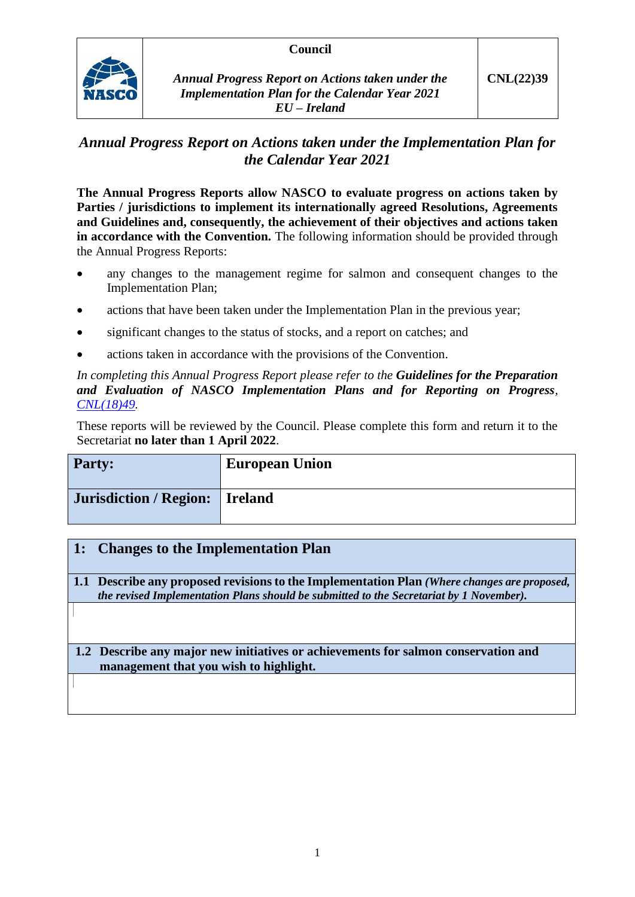| NASCO | **Council** *Annual Progress Report on Actions taken under the Implementation Plan for the Calendar Year 2021 EU – Ireland* | **CNL(22)39** |
|---|---|---|

## *Annual Progress Report on Actions taken under the Implementation Plan for the Calendar Year 2021*

**The Annual Progress Reports allow NASCO to evaluate progress on actions taken by Parties / jurisdictions to implement its internationally agreed Resolutions, Agreements and Guidelines and, consequently, the achievement of their objectives and actions taken in accordance with the Convention.** The following information should be provided through the Annual Progress Reports:

- any changes to the management regime for salmon and consequent changes to the Implementation Plan;
- actions that have been taken under the Implementation Plan in the previous year;
- significant changes to the status of stocks, and a report on catches; and
- actions taken in accordance with the provisions of the Convention.

*In completing this Annual Progress Report please refer to the* ***Guidelines for the Preparation and Evaluation of NASCO Implementation Plans and for Reporting on Progress****, CNL(18)49.*

These reports will be reviewed by the Council. Please complete this form and return it to the Secretariat **no later than 1 April 2022**.

| **Party:** | **European Union** |
|---|---|
| **Jurisdiction / Region:** | **Ireland** |

| **1: Changes to the Implementation Plan** |
|---|
| **1.1 Describe any proposed revisions to the Implementation Plan** ***(Where changes are proposed, the revised Implementation Plans should be submitted to the Secretariat by 1 November).*** |
| |
| **1.2 Describe any major new initiatives or achievements for salmon conservation and management that you wish to highlight.** |
| |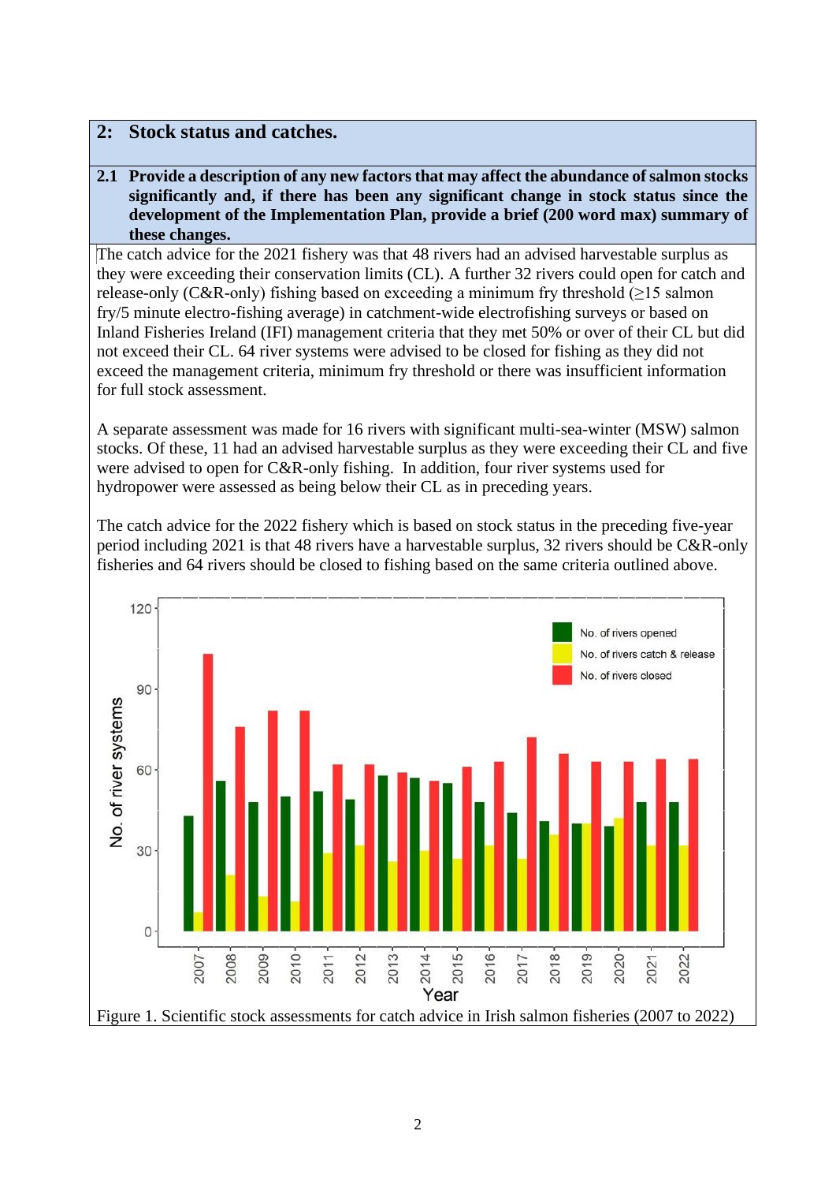## 2: Stock status and catches.

**2.1 Provide a description of any new factors that may affect the abundance of salmon stocks significantly and, if there has been any significant change in stock status since the development of the Implementation Plan, provide a brief (200 word max) summary of these changes.**

The catch advice for the 2021 fishery was that 48 rivers had an advised harvestable surplus as they were exceeding their conservation limits (CL). A further 32 rivers could open for catch and release-only (C&R-only) fishing based on exceeding a minimum fry threshold (≥15 salmon fry/5 minute electro-fishing average) in catchment-wide electrofishing surveys or based on Inland Fisheries Ireland (IFI) management criteria that they met 50% or over of their CL but did not exceed their CL. 64 river systems were advised to be closed for fishing as they did not exceed the management criteria, minimum fry threshold or there was insufficient information for full stock assessment.

A separate assessment was made for 16 rivers with significant multi-sea-winter (MSW) salmon stocks. Of these, 11 had an advised harvestable surplus as they were exceeding their CL and five were advised to open for C&R-only fishing. In addition, four river systems used for hydropower were assessed as being below their CL as in preceding years.

The catch advice for the 2022 fishery which is based on stock status in the preceding five-year period including 2021 is that 48 rivers have a harvestable surplus, 32 rivers should be C&R-only fisheries and 64 rivers should be closed to fishing based on the same criteria outlined above.

Figure 1. Scientific stock assessments for catch advice in Irish salmon fisheries (2007 to 2022)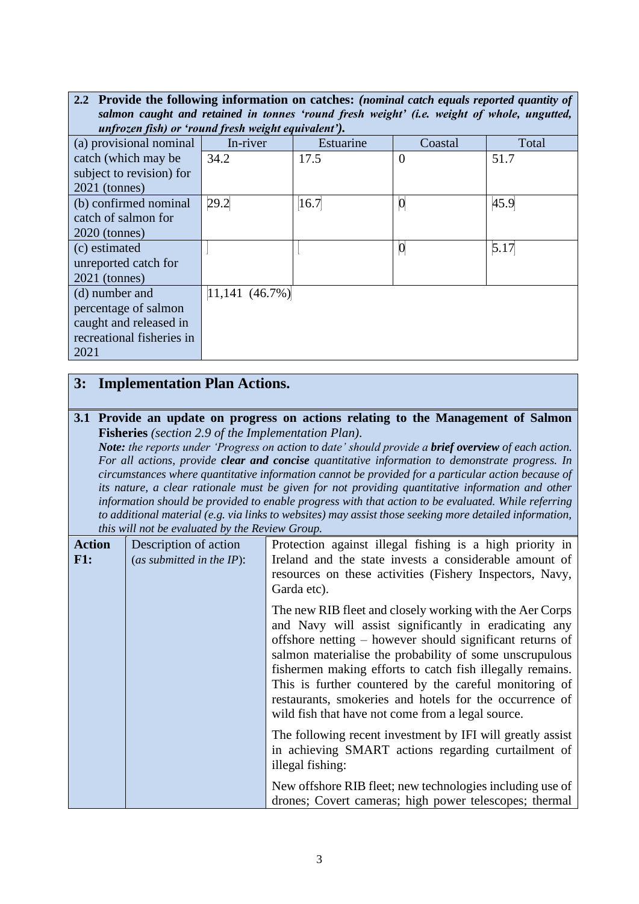**2.2 Provide the following information on catches:** ***(nominal catch equals reported quantity of salmon caught and retained in tonnes 'round fresh weight' (i.e. weight of whole, ungutted, unfrozen fish) or 'round fresh weight equivalent').***

| | In-river | Estuarine | Coastal | Total |
|---|---|---|---|---|
| (a) provisional nominal catch (which may be subject to revision) for 2021 (tonnes) | 34.2 | 17.5 | 0 | 51.7 |
| (b) confirmed nominal catch of salmon for 2020 (tonnes) | 29.2 | 16.7 | 0 | 45.9 |
| (c) estimated unreported catch for 2021 (tonnes) | | | 0 | 5.17 |
| (d) number and percentage of salmon caught and released in recreational fisheries in 2021 | 11,141 (46.7%) | | | |

## 3: Implementation Plan Actions.

**3.1 Provide an update on progress on actions relating to the Management of Salmon Fisheries** *(section 2.9 of the Implementation Plan).*
***Note:*** *the reports under 'Progress on action to date' should provide a* ***brief overview*** *of each action. For all actions, provide* ***clear and concise*** *quantitative information to demonstrate progress. In circumstances where quantitative information cannot be provided for a particular action because of its nature, a clear rationale must be given for not providing quantitative information and other information should be provided to enable progress with that action to be evaluated. While referring to additional material (e.g. via links to websites) may assist those seeking more detailed information, this will not be evaluated by the Review Group.*

| | | |
|---|---|---|
| **Action F1:** | Description of action (*as submitted in the IP*): | Protection against illegal fishing is a high priority in Ireland and the state invests a considerable amount of resources on these activities (Fishery Inspectors, Navy, Garda etc).<br><br>The new RIB fleet and closely working with the Aer Corps and Navy will assist significantly in eradicating any offshore netting – however should significant returns of salmon materialise the probability of some unscrupulous fishermen making efforts to catch fish illegally remains. This is further countered by the careful monitoring of restaurants, smokeries and hotels for the occurrence of wild fish that have not come from a legal source.<br><br>The following recent investment by IFI will greatly assist in achieving SMART actions regarding curtailment of illegal fishing:<br><br>New offshore RIB fleet; new technologies including use of drones; Covert cameras; high power telescopes; thermal |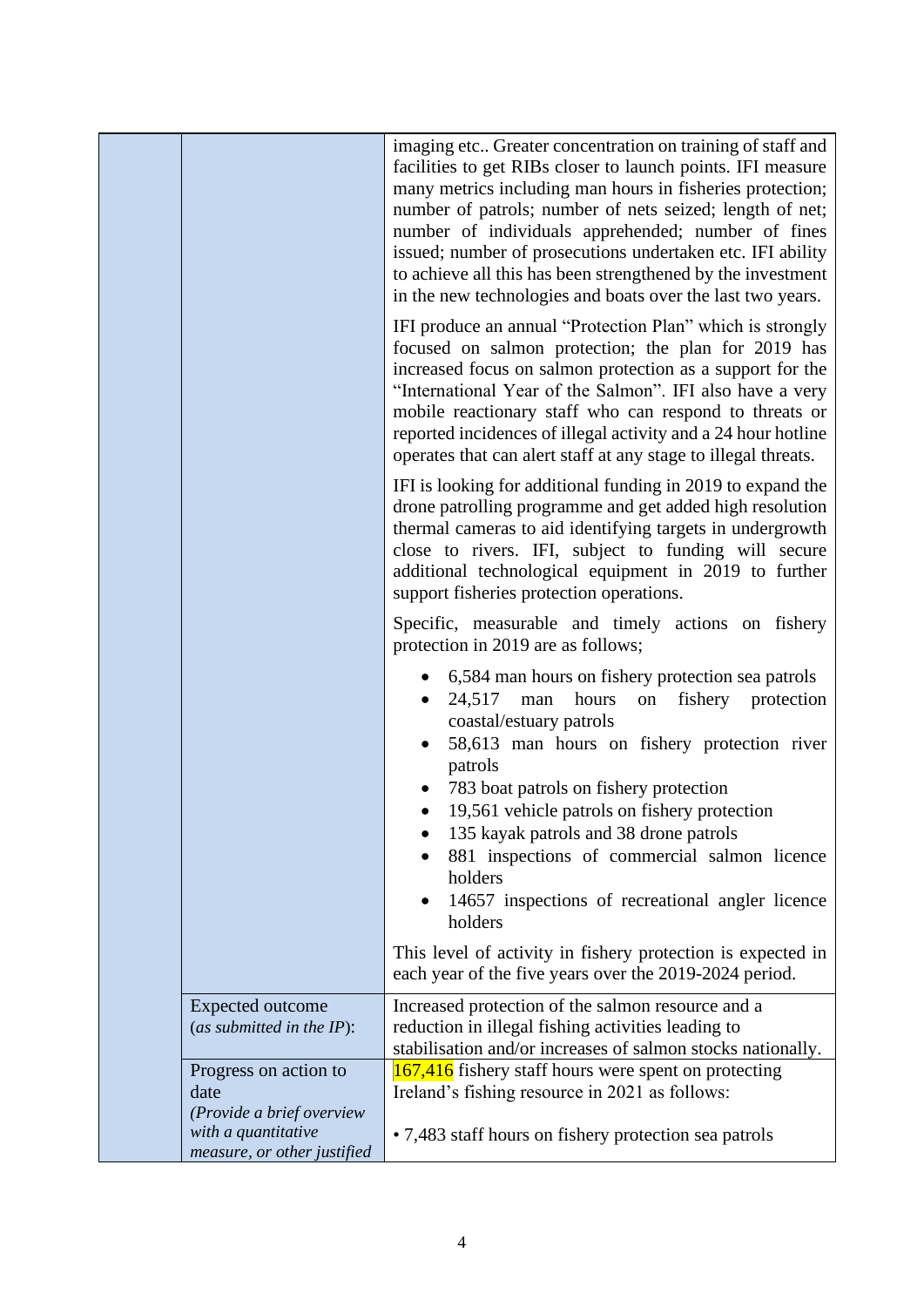| | | |
|---|---|---|
| | | imaging etc.. Greater concentration on training of staff and facilities to get RIBs closer to launch points. IFI measure many metrics including man hours in fisheries protection; number of patrols; number of nets seized; length of net; number of individuals apprehended; number of fines issued; number of prosecutions undertaken etc. IFI ability to achieve all this has been strengthened by the investment in the new technologies and boats over the last two years.<br><br>IFI produce an annual "Protection Plan" which is strongly focused on salmon protection; the plan for 2019 has increased focus on salmon protection as a support for the "International Year of the Salmon". IFI also have a very mobile reactionary staff who can respond to threats or reported incidences of illegal activity and a 24 hour hotline operates that can alert staff at any stage to illegal threats.<br><br>IFI is looking for additional funding in 2019 to expand the drone patrolling programme and get added high resolution thermal cameras to aid identifying targets in undergrowth close to rivers. IFI, subject to funding will secure additional technological equipment in 2019 to further support fisheries protection operations.<br><br>Specific, measurable and timely actions on fishery protection in 2019 are as follows;<br><br>• 6,584 man hours on fishery protection sea patrols<br>• 24,517 man hours on fishery protection coastal/estuary patrols<br>• 58,613 man hours on fishery protection river patrols<br>• 783 boat patrols on fishery protection<br>• 19,561 vehicle patrols on fishery protection<br>• 135 kayak patrols and 38 drone patrols<br>• 881 inspections of commercial salmon licence holders<br>• 14657 inspections of recreational angler licence holders<br><br>This level of activity in fishery protection is expected in each year of the five years over the 2019-2024 period. |
| | Expected outcome (*as submitted in the IP*): | Increased protection of the salmon resource and a reduction in illegal fishing activities leading to stabilisation and/or increases of salmon stocks nationally. |
| | Progress on action to date *(Provide a brief overview with a quantitative measure, or other justified* | 167,416 fishery staff hours were spent on protecting Ireland's fishing resource in 2021 as follows:<br><br>• 7,483 staff hours on fishery protection sea patrols |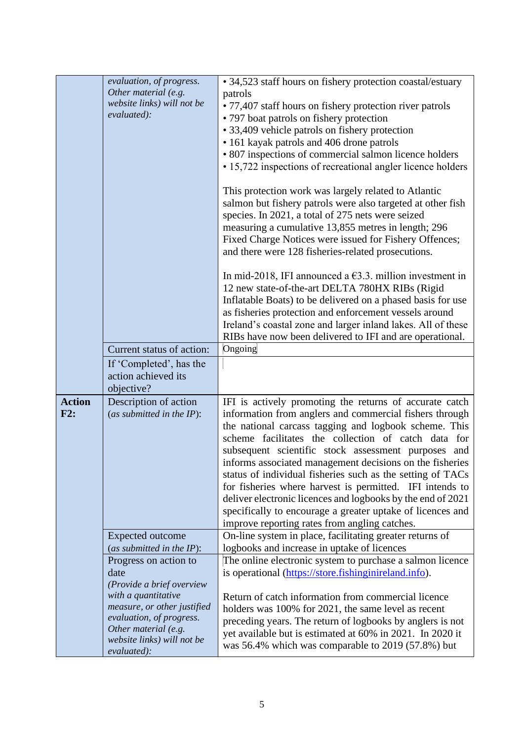| | | |
|---|---|---|
| | *evaluation, of progress. Other material (e.g. website links) will not be evaluated):* | • 34,523 staff hours on fishery protection coastal/estuary patrols<br>• 77,407 staff hours on fishery protection river patrols<br>• 797 boat patrols on fishery protection<br>• 33,409 vehicle patrols on fishery protection<br>• 161 kayak patrols and 406 drone patrols<br>• 807 inspections of commercial salmon licence holders<br>• 15,722 inspections of recreational angler licence holders<br><br>This protection work was largely related to Atlantic salmon but fishery patrols were also targeted at other fish species. In 2021, a total of 275 nets were seized measuring a cumulative 13,855 metres in length; 296 Fixed Charge Notices were issued for Fishery Offences; and there were 128 fisheries-related prosecutions.<br><br>In mid-2018, IFI announced a €3.3. million investment in 12 new state-of-the-art DELTA 780HX RIBs (Rigid Inflatable Boats) to be delivered on a phased basis for use as fisheries protection and enforcement vessels around Ireland's coastal zone and larger inland lakes. All of these RIBs have now been delivered to IFI and are operational. |
| | Current status of action: | Ongoing |
| | If 'Completed', has the action achieved its objective? | |
| **Action F2:** | Description of action (*as submitted in the IP*): | IFI is actively promoting the returns of accurate catch information from anglers and commercial fishers through the national carcass tagging and logbook scheme. This scheme facilitates the collection of catch data for subsequent scientific stock assessment purposes and informs associated management decisions on the fisheries status of individual fisheries such as the setting of TACs for fisheries where harvest is permitted. IFI intends to deliver electronic licences and logbooks by the end of 2021 specifically to encourage a greater uptake of licences and improve reporting rates from angling catches. |
| | Expected outcome (*as submitted in the IP*): | On-line system in place, facilitating greater returns of logbooks and increase in uptake of licences |
| | Progress on action to date *(Provide a brief overview with a quantitative measure, or other justified evaluation, of progress. Other material (e.g. website links) will not be evaluated):* | The online electronic system to purchase a salmon licence is operational (https://store.fishinginireland.info).<br><br>Return of catch information from commercial licence holders was 100% for 2021, the same level as recent preceding years. The return of logbooks by anglers is not yet available but is estimated at 60% in 2021. In 2020 it was 56.4% which was comparable to 2019 (57.8%) but |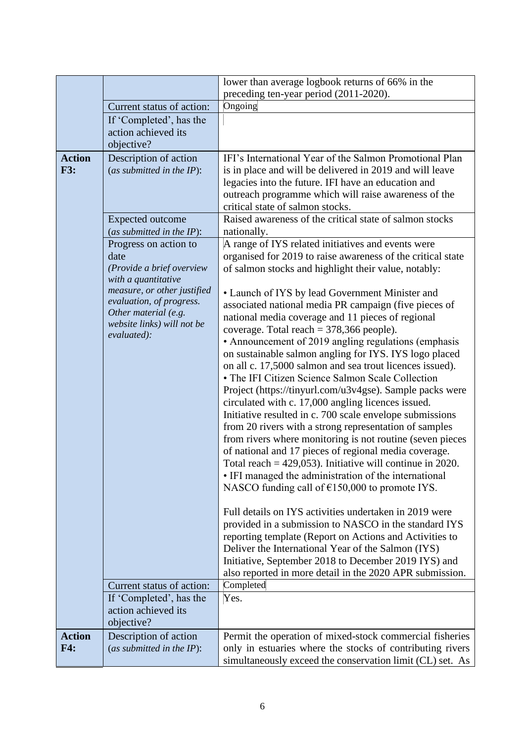| | | |
|---|---|---|
| | | lower than average logbook returns of 66% in the preceding ten-year period (2011-2020). |
| | Current status of action: | Ongoing |
| | If 'Completed', has the action achieved its objective? | |
| **Action F3:** | Description of action (*as submitted in the IP*): | IFI's International Year of the Salmon Promotional Plan is in place and will be delivered in 2019 and will leave legacies into the future. IFI have an education and outreach programme which will raise awareness of the critical state of salmon stocks. |
| | Expected outcome (*as submitted in the IP*): | Raised awareness of the critical state of salmon stocks nationally. |
| | Progress on action to date *(Provide a brief overview with a quantitative measure, or other justified evaluation, of progress. Other material (e.g. website links) will not be evaluated):* | A range of IYS related initiatives and events were organised for 2019 to raise awareness of the critical state of salmon stocks and highlight their value, notably:<br><br>• Launch of IYS by lead Government Minister and associated national media PR campaign (five pieces of national media coverage and 11 pieces of regional coverage. Total reach = 378,366 people).<br>• Announcement of 2019 angling regulations (emphasis on sustainable salmon angling for IYS. IYS logo placed on all c. 17,5000 salmon and sea trout licences issued).<br>• The IFI Citizen Science Salmon Scale Collection Project (https://tinyurl.com/u3v4gse). Sample packs were circulated with c. 17,000 angling licences issued. Initiative resulted in c. 700 scale envelope submissions from 20 rivers with a strong representation of samples from rivers where monitoring is not routine (seven pieces of national and 17 pieces of regional media coverage. Total reach = 429,053). Initiative will continue in 2020.<br>• IFI managed the administration of the international NASCO funding call of €150,000 to promote IYS.<br><br>Full details on IYS activities undertaken in 2019 were provided in a submission to NASCO in the standard IYS reporting template (Report on Actions and Activities to Deliver the International Year of the Salmon (IYS) Initiative, September 2018 to December 2019 IYS) and also reported in more detail in the 2020 APR submission. |
| | Current status of action: | Completed |
| | If 'Completed', has the action achieved its objective? | Yes. |
| **Action F4:** | Description of action (*as submitted in the IP*): | Permit the operation of mixed-stock commercial fisheries only in estuaries where the stocks of contributing rivers simultaneously exceed the conservation limit (CL) set. As |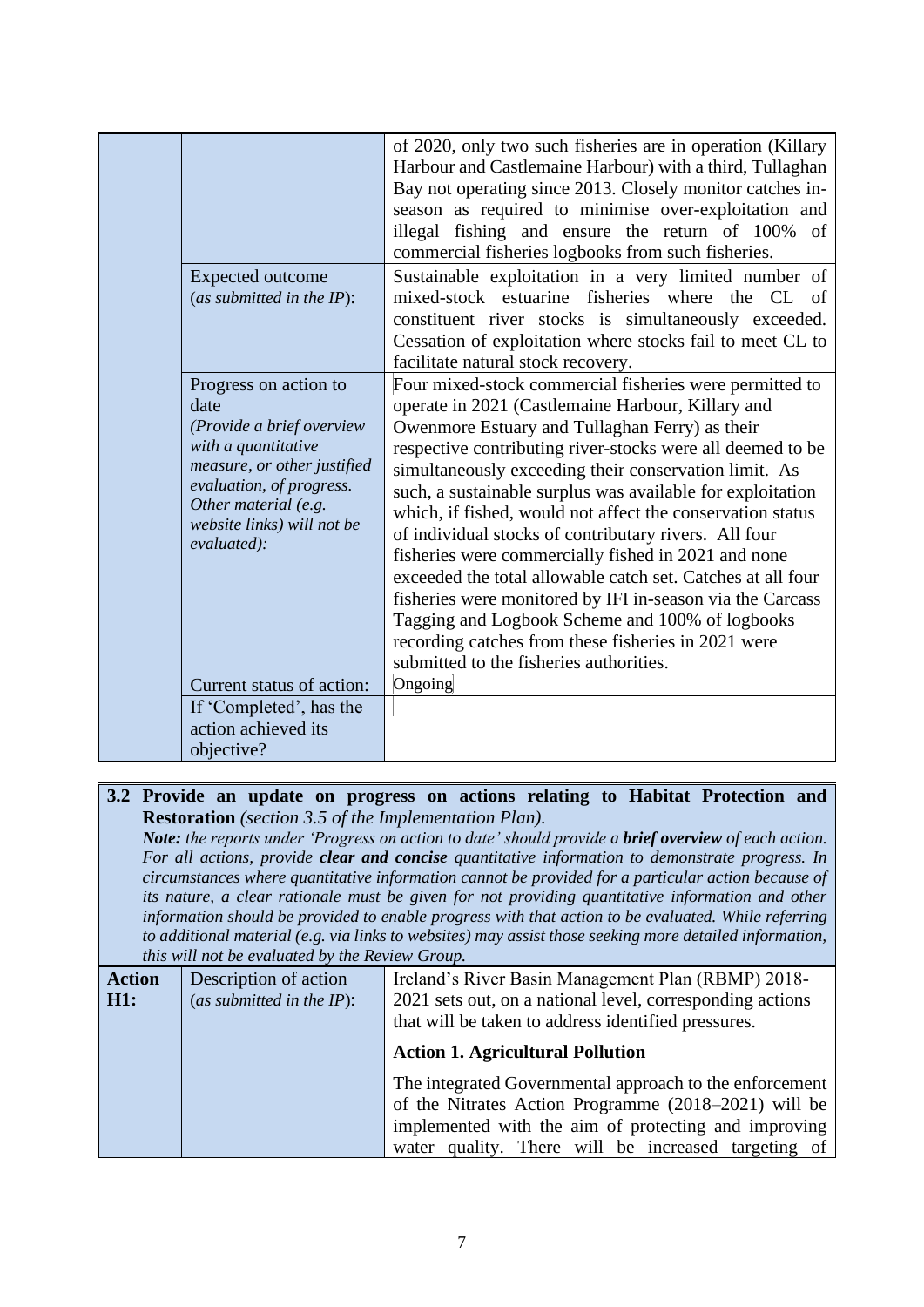| | | |
|---|---|---|
| | | of 2020, only two such fisheries are in operation (Killary Harbour and Castlemaine Harbour) with a third, Tullaghan Bay not operating since 2013. Closely monitor catches in-season as required to minimise over-exploitation and illegal fishing and ensure the return of 100% of commercial fisheries logbooks from such fisheries. |
| | Expected outcome (*as submitted in the IP*): | Sustainable exploitation in a very limited number of mixed-stock estuarine fisheries where the CL of constituent river stocks is simultaneously exceeded. Cessation of exploitation where stocks fail to meet CL to facilitate natural stock recovery. |
| | Progress on action to date *(Provide a brief overview with a quantitative measure, or other justified evaluation, of progress. Other material (e.g. website links) will not be evaluated)*: | Four mixed-stock commercial fisheries were permitted to operate in 2021 (Castlemaine Harbour, Killary and Owenmore Estuary and Tullaghan Ferry) as their respective contributing river-stocks were all deemed to be simultaneously exceeding their conservation limit. As such, a sustainable surplus was available for exploitation which, if fished, would not affect the conservation status of individual stocks of contributary rivers. All four fisheries were commercially fished in 2021 and none exceeded the total allowable catch set. Catches at all four fisheries were monitored by IFI in-season via the Carcass Tagging and Logbook Scheme and 100% of logbooks recording catches from these fisheries in 2021 were submitted to the fisheries authorities. |
| | Current status of action: | Ongoing |
| | If 'Completed', has the action achieved its objective? | |

**3.2 Provide an update on progress on actions relating to Habitat Protection and Restoration** *(section 3.5 of the Implementation Plan).*

***Note:*** *the reports under 'Progress on action to date' should provide a* ***brief overview*** *of each action. For all actions, provide* ***clear and concise*** *quantitative information to demonstrate progress. In circumstances where quantitative information cannot be provided for a particular action because of its nature, a clear rationale must be given for not providing quantitative information and other information should be provided to enable progress with that action to be evaluated. While referring to additional material (e.g. via links to websites) may assist those seeking more detailed information, this will not be evaluated by the Review Group.*

| | | |
|---|---|---|
| **Action H1:** | Description of action (*as submitted in the IP*): | Ireland's River Basin Management Plan (RBMP) 2018-2021 sets out, on a national level, corresponding actions that will be taken to address identified pressures.<br><br>**Action 1. Agricultural Pollution**<br><br>The integrated Governmental approach to the enforcement of the Nitrates Action Programme (2018–2021) will be implemented with the aim of protecting and improving water quality. There will be increased targeting of |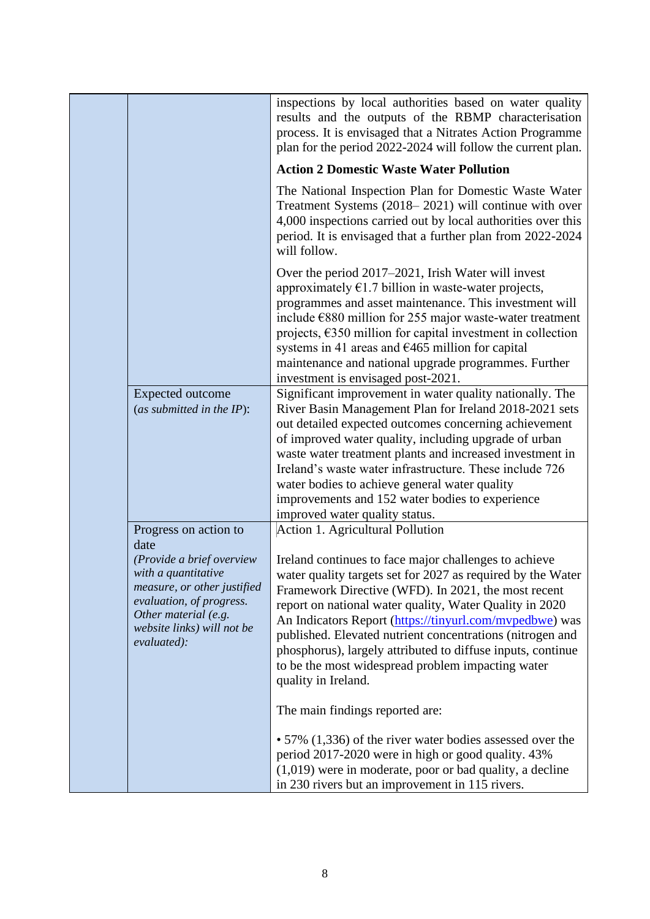|  |  |  |
|---|---|---|
|  |  | inspections by local authorities based on water quality results and the outputs of the RBMP characterisation process. It is envisaged that a Nitrates Action Programme plan for the period 2022-2024 will follow the current plan.<br><br>**Action 2 Domestic Waste Water Pollution**<br><br>The National Inspection Plan for Domestic Waste Water Treatment Systems (2018– 2021) will continue with over 4,000 inspections carried out by local authorities over this period. It is envisaged that a further plan from 2022-2024 will follow.<br><br>Over the period 2017–2021, Irish Water will invest approximately €1.7 billion in waste-water projects, programmes and asset maintenance. This investment will include €880 million for 255 major waste-water treatment projects, €350 million for capital investment in collection systems in 41 areas and €465 million for capital maintenance and national upgrade programmes. Further investment is envisaged post-2021. |
|  | Expected outcome (*as submitted in the IP*): | Significant improvement in water quality nationally. The River Basin Management Plan for Ireland 2018-2021 sets out detailed expected outcomes concerning achievement of improved water quality, including upgrade of urban waste water treatment plants and increased investment in Ireland's waste water infrastructure. These include 726 water bodies to achieve general water quality improvements and 152 water bodies to experience improved water quality status. |
|  | Progress on action to date<br>*(Provide a brief overview with a quantitative measure, or other justified evaluation, of progress. Other material (e.g. website links) will not be evaluated):* | Action 1. Agricultural Pollution<br><br>Ireland continues to face major challenges to achieve water quality targets set for 2027 as required by the Water Framework Directive (WFD). In 2021, the most recent report on national water quality, Water Quality in 2020 An Indicators Report (https://tinyurl.com/mvpedbwe) was published. Elevated nutrient concentrations (nitrogen and phosphorus), largely attributed to diffuse inputs, continue to be the most widespread problem impacting water quality in Ireland.<br><br>The main findings reported are:<br><br>• 57% (1,336) of the river water bodies assessed over the period 2017-2020 were in high or good quality. 43% (1,019) were in moderate, poor or bad quality, a decline in 230 rivers but an improvement in 115 rivers. |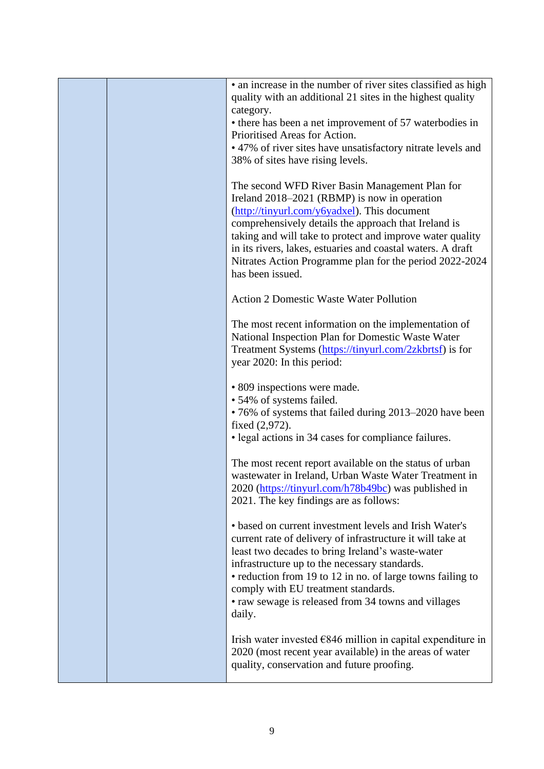| | | • an increase in the number of river sites classified as high quality with an additional 21 sites in the highest quality category.<br>• there has been a net improvement of 57 waterbodies in Prioritised Areas for Action.<br>• 47% of river sites have unsatisfactory nitrate levels and 38% of sites have rising levels.<br><br>The second WFD River Basin Management Plan for Ireland 2018–2021 (RBMP) is now in operation ([http://tinyurl.com/y6yadxel](http://tinyurl.com/y6yadxel)). This document comprehensively details the approach that Ireland is taking and will take to protect and improve water quality in its rivers, lakes, estuaries and coastal waters. A draft Nitrates Action Programme plan for the period 2022-2024 has been issued.<br><br>Action 2 Domestic Waste Water Pollution<br><br>The most recent information on the implementation of National Inspection Plan for Domestic Waste Water Treatment Systems ([https://tinyurl.com/2zkbrtsf](https://tinyurl.com/2zkbrtsf)) is for year 2020: In this period:<br><br>• 809 inspections were made.<br>• 54% of systems failed.<br>• 76% of systems that failed during 2013–2020 have been fixed (2,972).<br>• legal actions in 34 cases for compliance failures.<br><br>The most recent report available on the status of urban wastewater in Ireland, Urban Waste Water Treatment in 2020 ([https://tinyurl.com/h78b49bc](https://tinyurl.com/h78b49bc)) was published in 2021. The key findings are as follows:<br><br>• based on current investment levels and Irish Water's current rate of delivery of infrastructure it will take at least two decades to bring Ireland's waste-water infrastructure up to the necessary standards.<br>• reduction from 19 to 12 in no. of large towns failing to comply with EU treatment standards.<br>• raw sewage is released from 34 towns and villages daily.<br><br>Irish water invested €846 million in capital expenditure in 2020 (most recent year available) in the areas of water quality, conservation and future proofing. |
|---|---|---|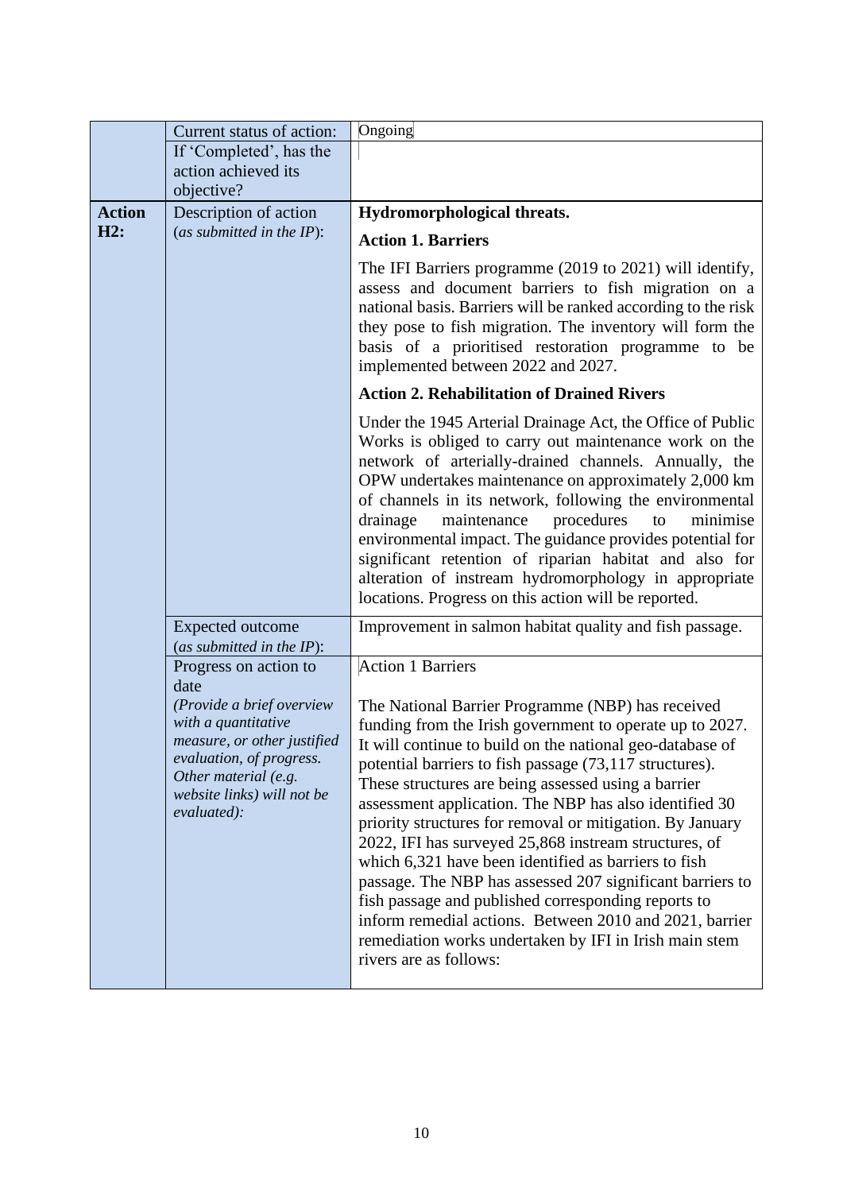|  |  |  |
|---|---|---|
|  | Current status of action: | Ongoing |
|  | If 'Completed', has the action achieved its objective? |  |
| **Action H2:** | Description of action (*as submitted in the IP*): | **Hydromorphological threats.**<br><br>**Action 1. Barriers**<br><br>The IFI Barriers programme (2019 to 2021) will identify, assess and document barriers to fish migration on a national basis. Barriers will be ranked according to the risk they pose to fish migration. The inventory will form the basis of a prioritised restoration programme to be implemented between 2022 and 2027.<br><br>**Action 2. Rehabilitation of Drained Rivers**<br><br>Under the 1945 Arterial Drainage Act, the Office of Public Works is obliged to carry out maintenance work on the network of arterially-drained channels. Annually, the OPW undertakes maintenance on approximately 2,000 km of channels in its network, following the environmental drainage maintenance procedures to minimise environmental impact. The guidance provides potential for significant retention of riparian habitat and also for alteration of instream hydromorphology in appropriate locations. Progress on this action will be reported. |
|  | Expected outcome (*as submitted in the IP*): | Improvement in salmon habitat quality and fish passage. |
|  | Progress on action to date<br>*(Provide a brief overview with a quantitative measure, or other justified evaluation, of progress. Other material (e.g. website links) will not be evaluated):* | Action 1 Barriers<br><br>The National Barrier Programme (NBP) has received funding from the Irish government to operate up to 2027. It will continue to build on the national geo-database of potential barriers to fish passage (73,117 structures). These structures are being assessed using a barrier assessment application. The NBP has also identified 30 priority structures for removal or mitigation. By January 2022, IFI has surveyed 25,868 instream structures, of which 6,321 have been identified as barriers to fish passage. The NBP has assessed 207 significant barriers to fish passage and published corresponding reports to inform remedial actions. Between 2010 and 2021, barrier remediation works undertaken by IFI in Irish main stem rivers are as follows: |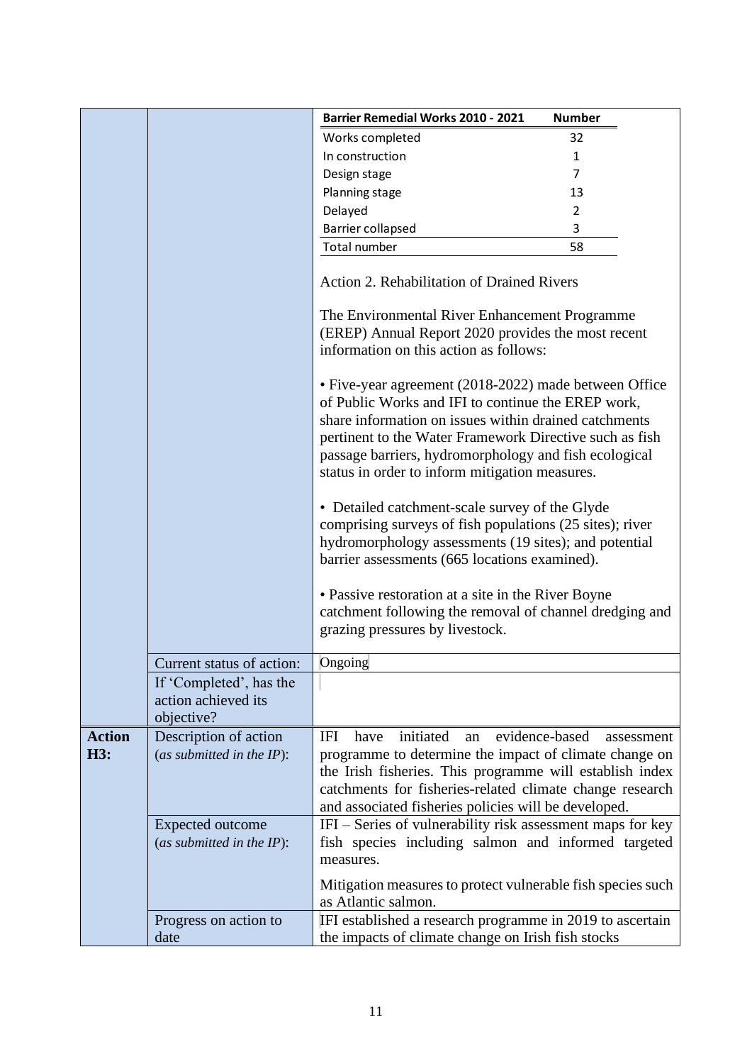| | | |
|---|---|---|
| | | **Barrier Remedial Works 2010 - 2021** — **Number**<br>Works completed — 32<br>In construction — 1<br>Design stage — 7<br>Planning stage — 13<br>Delayed — 2<br>Barrier collapsed — 3<br>Total number — 58<br><br>Action 2. Rehabilitation of Drained Rivers<br><br>The Environmental River Enhancement Programme (EREP) Annual Report 2020 provides the most recent information on this action as follows:<br><br>• Five-year agreement (2018-2022) made between Office of Public Works and IFI to continue the EREP work, share information on issues within drained catchments pertinent to the Water Framework Directive such as fish passage barriers, hydromorphology and fish ecological status in order to inform mitigation measures.<br><br>• Detailed catchment-scale survey of the Glyde comprising surveys of fish populations (25 sites); river hydromorphology assessments (19 sites); and potential barrier assessments (665 locations examined).<br><br>• Passive restoration at a site in the River Boyne catchment following the removal of channel dredging and grazing pressures by livestock. |
| | Current status of action: | Ongoing |
| | If 'Completed', has the action achieved its objective? | |
| **Action H3:** | Description of action (*as submitted in the IP*): | IFI have initiated an evidence-based assessment programme to determine the impact of climate change on the Irish fisheries. This programme will establish index catchments for fisheries-related climate change research and associated fisheries policies will be developed. |
| | Expected outcome (*as submitted in the IP*): | IFI – Series of vulnerability risk assessment maps for key fish species including salmon and informed targeted measures.<br><br>Mitigation measures to protect vulnerable fish species such as Atlantic salmon. |
| | Progress on action to date | IFI established a research programme in 2019 to ascertain the impacts of climate change on Irish fish stocks |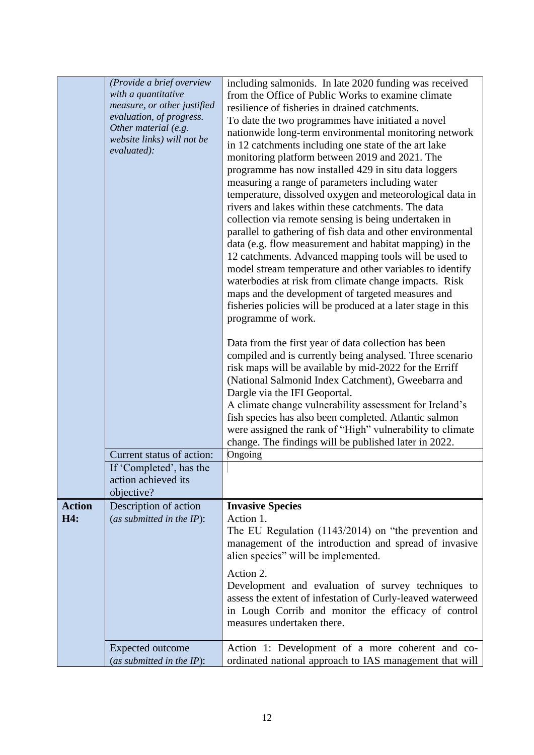| | | |
|---|---|---|
| | *(Provide a brief overview with a quantitative measure, or other justified evaluation, of progress. Other material (e.g. website links) will not be evaluated):* | including salmonids. In late 2020 funding was received from the Office of Public Works to examine climate resilience of fisheries in drained catchments. To date the two programmes have initiated a novel nationwide long-term environmental monitoring network in 12 catchments including one state of the art lake monitoring platform between 2019 and 2021. The programme has now installed 429 in situ data loggers measuring a range of parameters including water temperature, dissolved oxygen and meteorological data in rivers and lakes within these catchments. The data collection via remote sensing is being undertaken in parallel to gathering of fish data and other environmental data (e.g. flow measurement and habitat mapping) in the 12 catchments. Advanced mapping tools will be used to model stream temperature and other variables to identify waterbodies at risk from climate change impacts. Risk maps and the development of targeted measures and fisheries policies will be produced at a later stage in this programme of work.<br><br>Data from the first year of data collection has been compiled and is currently being analysed. Three scenario risk maps will be available by mid-2022 for the Erriff (National Salmonid Index Catchment), Gweebarra and Dargle via the IFI Geoportal.<br>A climate change vulnerability assessment for Ireland's fish species has also been completed. Atlantic salmon were assigned the rank of "High" vulnerability to climate change. The findings will be published later in 2022. |
| | Current status of action: | Ongoing |
| | If 'Completed', has the action achieved its objective? | |
| **Action H4:** | Description of action (*as submitted in the IP*): | **Invasive Species**<br>Action 1.<br>The EU Regulation (1143/2014) on "the prevention and management of the introduction and spread of invasive alien species" will be implemented.<br><br>Action 2.<br>Development and evaluation of survey techniques to assess the extent of infestation of Curly-leaved waterweed in Lough Corrib and monitor the efficacy of control measures undertaken there. |
| | Expected outcome (*as submitted in the IP*): | Action 1: Development of a more coherent and co-ordinated national approach to IAS management that will |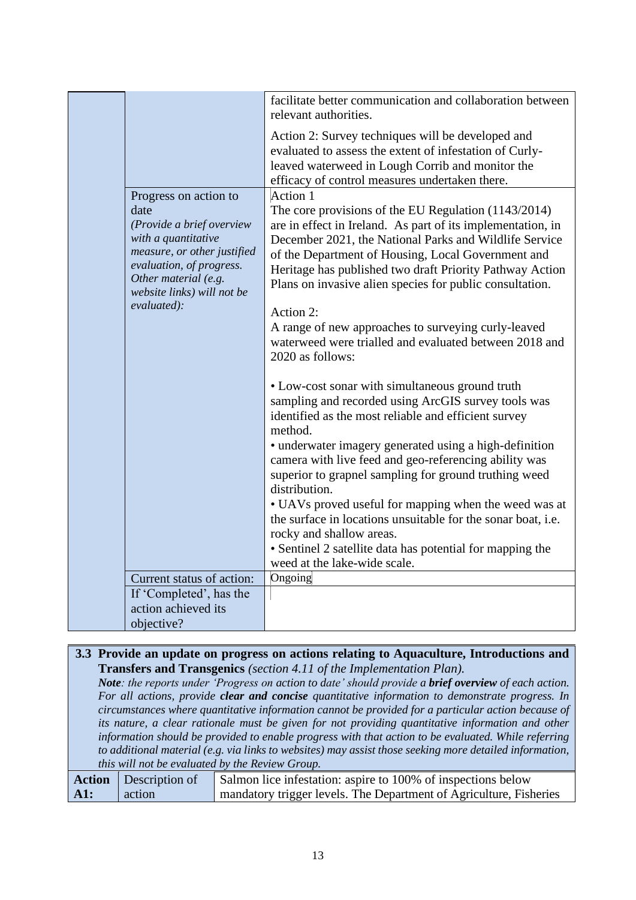| | | |
|---|---|---|
| | | facilitate better communication and collaboration between relevant authorities.<br><br>Action 2: Survey techniques will be developed and evaluated to assess the extent of infestation of Curly-leaved waterweed in Lough Corrib and monitor the efficacy of control measures undertaken there. |
| | Progress on action to date<br>*(Provide a brief overview with a quantitative measure, or other justified evaluation, of progress. Other material (e.g. website links) will not be evaluated):* | Action 1<br>The core provisions of the EU Regulation (1143/2014) are in effect in Ireland. As part of its implementation, in December 2021, the National Parks and Wildlife Service of the Department of Housing, Local Government and Heritage has published two draft Priority Pathway Action Plans on invasive alien species for public consultation.<br><br>Action 2:<br>A range of new approaches to surveying curly-leaved waterweed were trialled and evaluated between 2018 and 2020 as follows:<br><br>• Low-cost sonar with simultaneous ground truth sampling and recorded using ArcGIS survey tools was identified as the most reliable and efficient survey method.<br>• underwater imagery generated using a high-definition camera with live feed and geo-referencing ability was superior to grapnel sampling for ground truthing weed distribution.<br>• UAVs proved useful for mapping when the weed was at the surface in locations unsuitable for the sonar boat, i.e. rocky and shallow areas.<br>• Sentinel 2 satellite data has potential for mapping the weed at the lake-wide scale. |
| | Current status of action: | Ongoing |
| | If 'Completed', has the action achieved its objective? | |

**3.3 Provide an update on progress on actions relating to Aquaculture, Introductions and Transfers and Transgenics** *(section 4.11 of the Implementation Plan).*

***Note**: the reports under 'Progress on action to date' should provide a **brief overview** of each action. For all actions, provide **clear and concise** quantitative information to demonstrate progress. In circumstances where quantitative information cannot be provided for a particular action because of its nature, a clear rationale must be given for not providing quantitative information and other information should be provided to enable progress with that action to be evaluated. While referring to additional material (e.g. via links to websites) may assist those seeking more detailed information, this will not be evaluated by the Review Group.*

| | | |
|---|---|---|
| **Action A1:** | Description of action | Salmon lice infestation: aspire to 100% of inspections below mandatory trigger levels. The Department of Agriculture, Fisheries |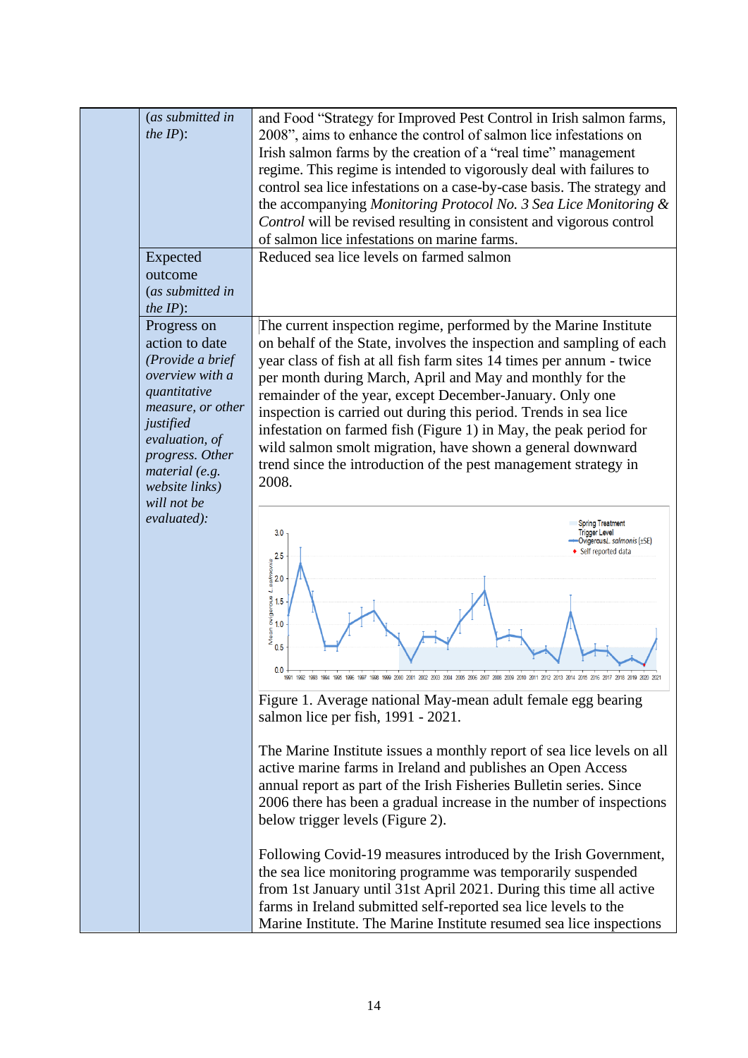| | | |
|---|---|---|
| | (*as submitted in the IP*): | and Food "Strategy for Improved Pest Control in Irish salmon farms, 2008", aims to enhance the control of salmon lice infestations on Irish salmon farms by the creation of a "real time" management regime. This regime is intended to vigorously deal with failures to control sea lice infestations on a case-by-case basis. The strategy and the accompanying *Monitoring Protocol No. 3 Sea Lice Monitoring & Control* will be revised resulting in consistent and vigorous control of salmon lice infestations on marine farms. |
| | Expected outcome (*as submitted in the IP*): | Reduced sea lice levels on farmed salmon |
| | Progress on action to date *(Provide a brief overview with a quantitative measure, or other justified evaluation, of progress. Other material (e.g. website links) will not be evaluated):* | The current inspection regime, performed by the Marine Institute on behalf of the State, involves the inspection and sampling of each year class of fish at all fish farm sites 14 times per annum - twice per month during March, April and May and monthly for the remainder of the year, except December-January. Only one inspection is carried out during this period. Trends in sea lice infestation on farmed fish (Figure 1) in May, the peak period for wild salmon smolt migration, have shown a general downward trend since the introduction of the pest management strategy in 2008.<br><br>Figure 1. Average national May-mean adult female egg bearing salmon lice per fish, 1991 - 2021.<br><br>The Marine Institute issues a monthly report of sea lice levels on all active marine farms in Ireland and publishes an Open Access annual report as part of the Irish Fisheries Bulletin series. Since 2006 there has been a gradual increase in the number of inspections below trigger levels (Figure 2).<br><br>Following Covid-19 measures introduced by the Irish Government, the sea lice monitoring programme was temporarily suspended from 1st January until 31st April 2021. During this time all active farms in Ireland submitted self-reported sea lice levels to the Marine Institute. The Marine Institute resumed sea lice inspections |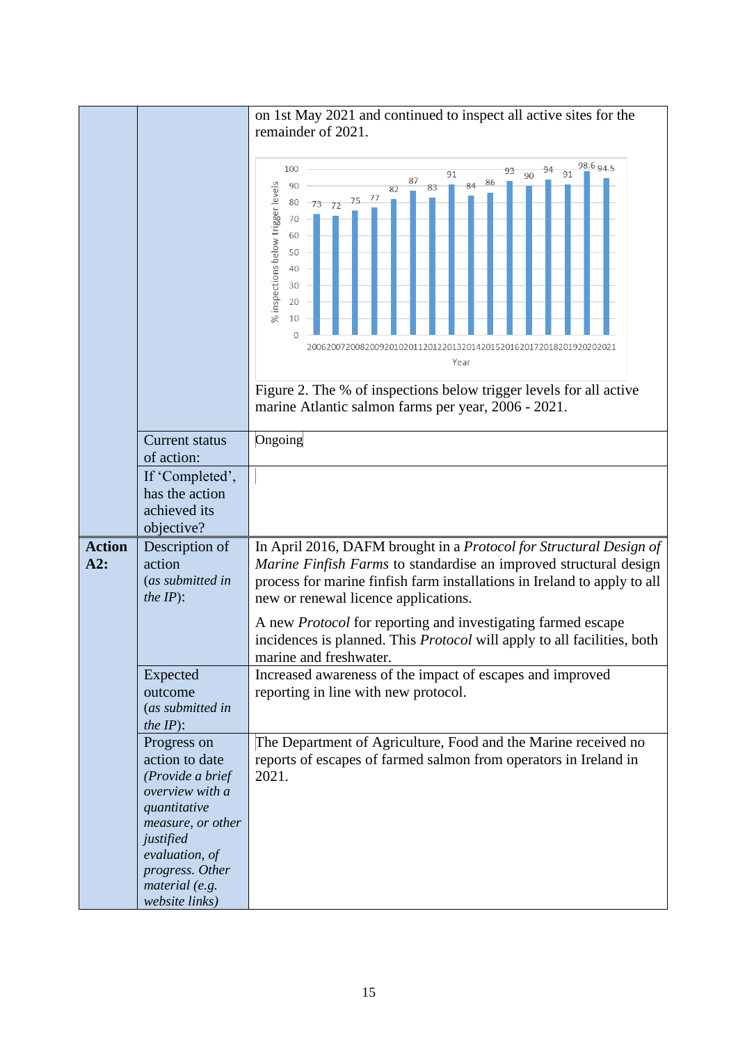| | | |
|---|---|---|
| | | on 1st May 2021 and continued to inspect all active sites for the remainder of 2021.<br><br>Figure 2. The % of inspections below trigger levels for all active marine Atlantic salmon farms per year, 2006 - 2021. |
| | Current status of action: | Ongoing |
| | If 'Completed', has the action achieved its objective? | |
| **Action A2:** | Description of action (*as submitted in the IP*): | In April 2016, DAFM brought in a *Protocol for Structural Design of Marine Finfish Farms* to standardise an improved structural design process for marine finfish farm installations in Ireland to apply to all new or renewal licence applications.<br><br>A new *Protocol* for reporting and investigating farmed escape incidences is planned. This *Protocol* will apply to all facilities, both marine and freshwater. |
| | Expected outcome (*as submitted in the IP*): | Increased awareness of the impact of escapes and improved reporting in line with new protocol. |
| | Progress on action to date *(Provide a brief overview with a quantitative measure, or other justified evaluation, of progress. Other material (e.g. website links)* | The Department of Agriculture, Food and the Marine received no reports of escapes of farmed salmon from operators in Ireland in 2021. |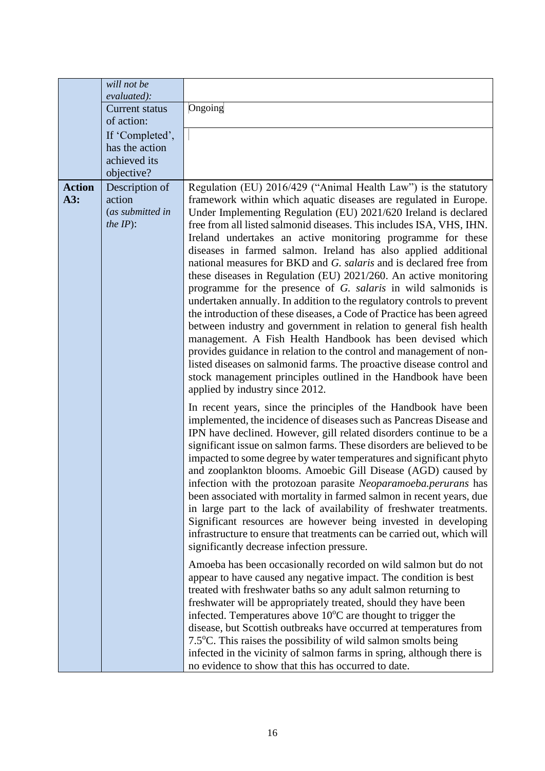| | | |
|---|---|---|
| | *will not be evaluated):* | |
| | Current status of action: | Ongoing |
| | If 'Completed', has the action achieved its objective? | |
| **Action A3:** | Description of action (*as submitted in the IP*): | Regulation (EU) 2016/429 ("Animal Health Law") is the statutory framework within which aquatic diseases are regulated in Europe. Under Implementing Regulation (EU) 2021/620 Ireland is declared free from all listed salmonid diseases. This includes ISA, VHS, IHN. Ireland undertakes an active monitoring programme for these diseases in farmed salmon. Ireland has also applied additional national measures for BKD and *G. salaris* and is declared free from these diseases in Regulation (EU) 2021/260. An active monitoring programme for the presence of *G. salaris* in wild salmonids is undertaken annually. In addition to the regulatory controls to prevent the introduction of these diseases, a Code of Practice has been agreed between industry and government in relation to general fish health management. A Fish Health Handbook has been devised which provides guidance in relation to the control and management of non-listed diseases on salmonid farms. The proactive disease control and stock management principles outlined in the Handbook have been applied by industry since 2012.<br><br>In recent years, since the principles of the Handbook have been implemented, the incidence of diseases such as Pancreas Disease and IPN have declined. However, gill related disorders continue to be a significant issue on salmon farms. These disorders are believed to be impacted to some degree by water temperatures and significant phyto and zooplankton blooms. Amoebic Gill Disease (AGD) caused by infection with the protozoan parasite *Neoparamoeba.perurans* has been associated with mortality in farmed salmon in recent years, due in large part to the lack of availability of freshwater treatments. Significant resources are however being invested in developing infrastructure to ensure that treatments can be carried out, which will significantly decrease infection pressure.<br><br>Amoeba has been occasionally recorded on wild salmon but do not appear to have caused any negative impact. The condition is best treated with freshwater baths so any adult salmon returning to freshwater will be appropriately treated, should they have been infected. Temperatures above $10^{o}$C are thought to trigger the disease, but Scottish outbreaks have occurred at temperatures from $7.5^{o}$C. This raises the possibility of wild salmon smolts being infected in the vicinity of salmon farms in spring, although there is no evidence to show that this has occurred to date. |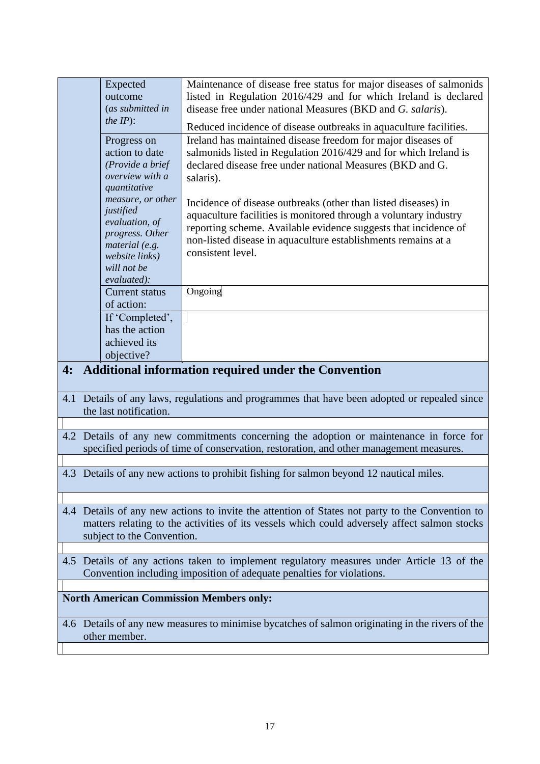| | | |
|---|---|---|
| | Expected outcome (*as submitted in the IP*): | Maintenance of disease free status for major diseases of salmonids listed in Regulation 2016/429 and for which Ireland is declared disease free under national Measures (BKD and *G. salaris*).<br><br>Reduced incidence of disease outbreaks in aquaculture facilities. |
| | Progress on action to date *(Provide a brief overview with a quantitative measure, or other justified evaluation, of progress. Other material (e.g. website links) will not be evaluated):* | Ireland has maintained disease freedom for major diseases of salmonids listed in Regulation 2016/429 and for which Ireland is declared disease free under national Measures (BKD and G. salaris).<br><br>Incidence of disease outbreaks (other than listed diseases) in aquaculture facilities is monitored through a voluntary industry reporting scheme. Available evidence suggests that incidence of non-listed disease in aquaculture establishments remains at a consistent level. |
| | Current status of action: | Ongoing |
| | If 'Completed', has the action achieved its objective? | |

## 4: Additional information required under the Convention

| |
|---|
| 4.1 Details of any laws, regulations and programmes that have been adopted or repealed since the last notification. |
| |
| 4.2 Details of any new commitments concerning the adoption or maintenance in force for specified periods of time of conservation, restoration, and other management measures. |
| |
| 4.3 Details of any new actions to prohibit fishing for salmon beyond 12 nautical miles. |
| |
| 4.4 Details of any new actions to invite the attention of States not party to the Convention to matters relating to the activities of its vessels which could adversely affect salmon stocks subject to the Convention. |
| |
| 4.5 Details of any actions taken to implement regulatory measures under Article 13 of the Convention including imposition of adequate penalties for violations. |
| |
| **North American Commission Members only:** |
| 4.6 Details of any new measures to minimise bycatches of salmon originating in the rivers of the other member. |
| |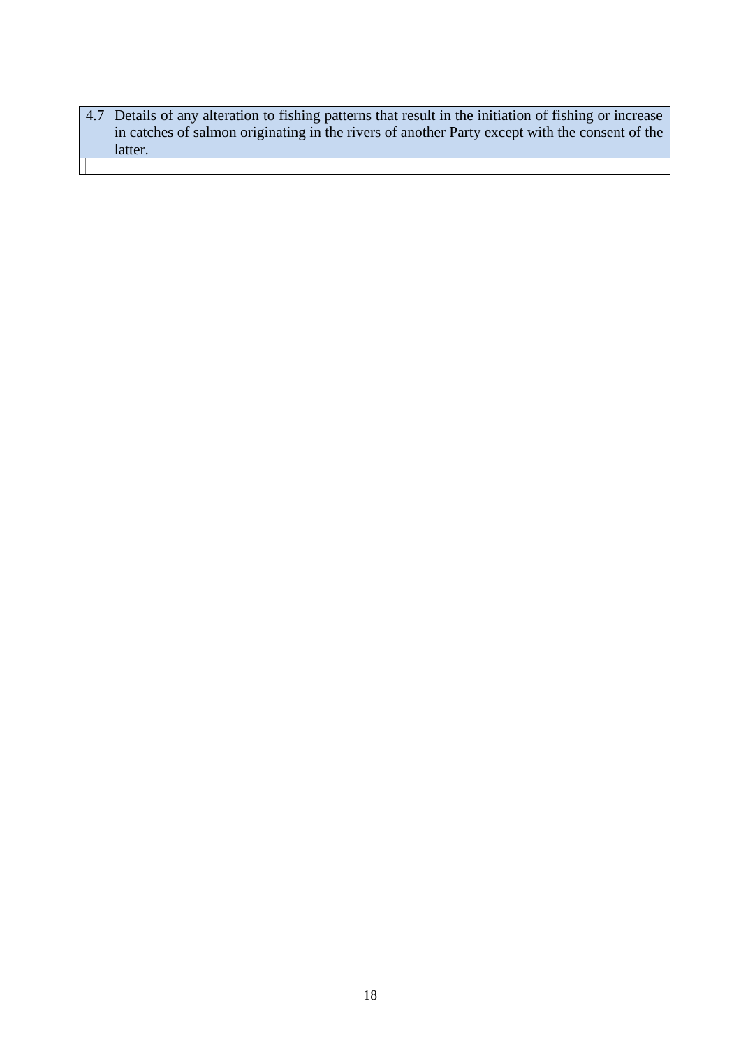| | |
|---|---|
| 4.7 | Details of any alteration to fishing patterns that result in the initiation of fishing or increase in catches of salmon originating in the rivers of another Party except with the consent of the latter. |
| | |